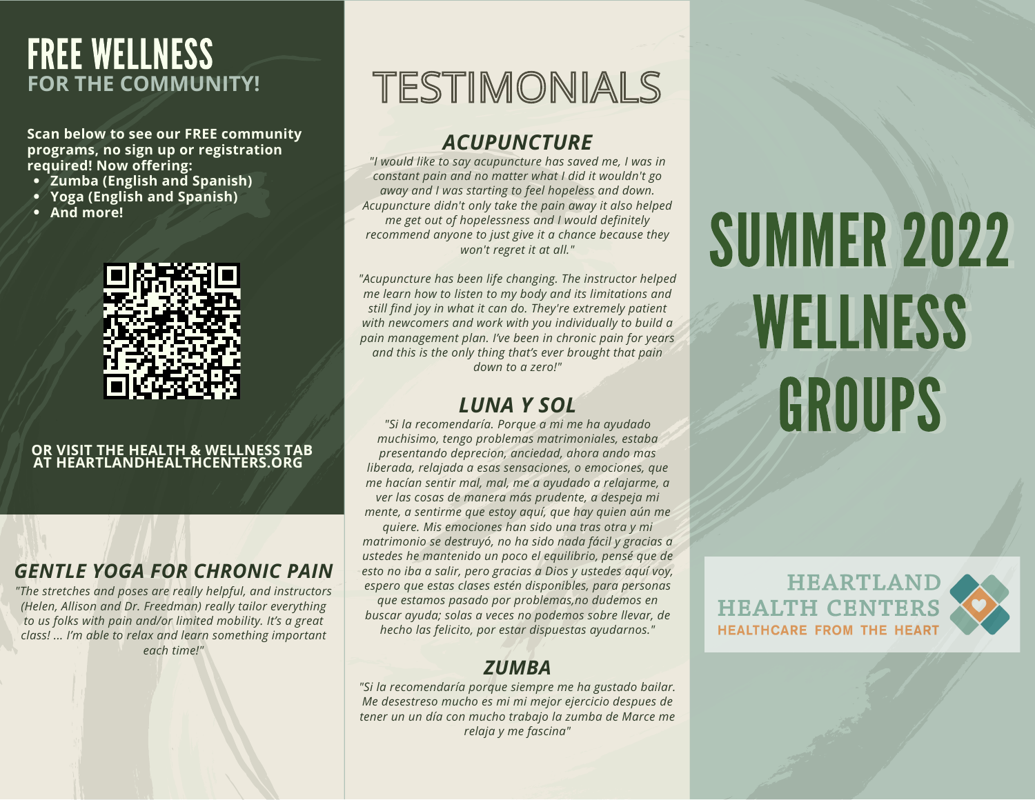# FREE WELLNESS
## FOR THE COMMUNITY!

**Scan below to see our FREE community programs, no sign up or registration required! Now offering:**

- **Zumba (English and Spanish)**
- **Yoga (English and Spanish)**
- **And more!**

**OR VISIT THE HEALTH & WELLNESS TAB AT HEARTLANDHEALTHCENTERS.ORG**

### *GENTLE YOGA FOR CHRONIC PAIN*

*"The stretches and poses are really helpful, and instructors (Helen, Allison and Dr. Freedman) really tailor everything to us folks with pain and/or limited mobility. It's a great class! ... I'm able to relax and learn something important each time!"*

# TESTIMONIALS

### *ACUPUNCTURE*

*"I would like to say acupuncture has saved me, I was in constant pain and no matter what I did it wouldn't go away and I was starting to feel hopeless and down. Acupuncture didn't only take the pain away it also helped me get out of hopelessness and I would definitely recommend anyone to just give it a chance because they won't regret it at all."*

*"Acupuncture has been life changing. The instructor helped me learn how to listen to my body and its limitations and still find joy in what it can do. They're extremely patient with newcomers and work with you individually to build a pain management plan. I've been in chronic pain for years and this is the only thing that's ever brought that pain down to a zero!"*

### *LUNA Y SOL*

*"Si la recomendaría. Porque a mi me ha ayudado muchisimo, tengo problemas matrimoniales, estaba presentando deprecion, anciedad, ahora ando mas liberada, relajada a esas sensaciones, o emociones, que me hacían sentir mal, mal, me a ayudado a relajarme, a ver las cosas de manera más prudente, a despeja mi mente, a sentirme que estoy aquí, que hay quien aún me quiere. Mis emociones han sido una tras otra y mi matrimonio se destruyó, no ha sido nada fácil y gracias a ustedes he mantenido un poco el equilibrio, pensé que de esto no iba a salir, pero gracias a Dios y ustedes aquí voy, espero que estas clases estén disponibles, para personas que estamos pasado por problemas,no dudemos en buscar ayuda; solas a veces no podemos sobre llevar, de hecho las felicito, por estar dispuestas ayudarnos."*

### *ZUMBA*

*"Si la recomendaría porque siempre me ha gustado bailar. Me desestreso mucho es mi mi mejor ejercicio despues de tener un un día con mucho trabajo la zumba de Marce me relaja y me fascina"*

# SUMMER 2022 WELLNESS GROUPS

HEARTLAND HEALTH CENTERS
HEALTHCARE FROM THE HEART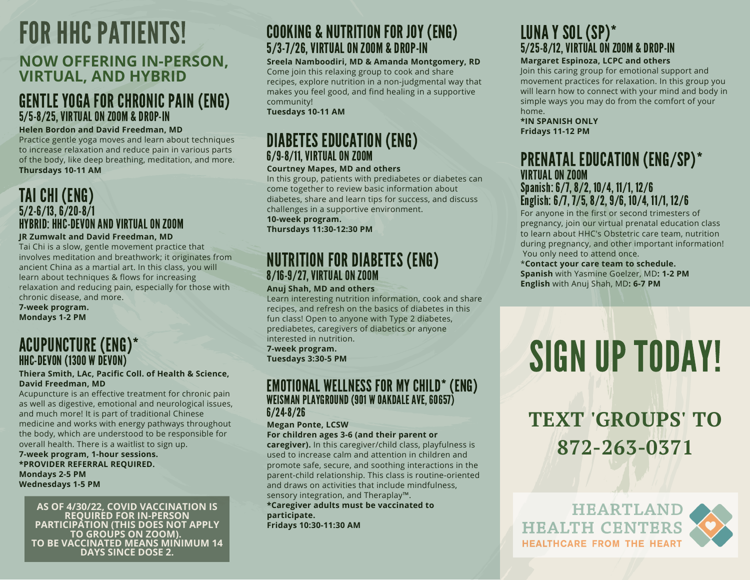# FOR HHC PATIENTS!

## NOW OFFERING IN-PERSON, VIRTUAL, AND HYBRID

## GENTLE YOGA FOR CHRONIC PAIN (ENG)

### 5/5-8/25, VIRTUAL ON ZOOM & DROP-IN

**Helen Bordon and David Freedman, MD**

Practice gentle yoga moves and learn about techniques to increase relaxation and reduce pain in various parts of the body, like deep breathing, meditation, and more.

**Thursdays 10-11 AM**

## TAI CHI (ENG)

### 5/2-6/13, 6/20-8/1
### HYBRID: HHC-DEVON AND VIRTUAL ON ZOOM

**JR Zumwalt and David Freedman, MD**

Tai Chi is a slow, gentle movement practice that involves meditation and breathwork; it originates from ancient China as a martial art. In this class, you will learn about techniques & flows for increasing relaxation and reducing pain, especially for those with chronic disease, and more.

**7-week program.**
**Mondays 1-2 PM**

## ACUPUNCTURE (ENG)*

### HHC-DEVON (1300 W DEVON)

**Thiera Smith, LAc, Pacific Coll. of Health & Science, David Freedman, MD**

Acupuncture is an effective treatment for chronic pain as well as digestive, emotional and neurological issues, and much more! It is part of traditional Chinese medicine and works with energy pathways throughout the body, which are understood to be responsible for overall health. There is a waitlist to sign up.

**7-week program, 1-hour sessions.**
**\*PROVIDER REFERRAL REQUIRED.**
**Mondays 2-5 PM**
**Wednesdays 1-5 PM**

**AS OF 4/30/22, COVID VACCINATION IS REQUIRED FOR IN-PERSON PARTICIPATION (THIS DOES NOT APPLY TO GROUPS ON ZOOM). TO BE VACCINATED MEANS MINIMUM 14 DAYS SINCE DOSE 2.**

## COOKING & NUTRITION FOR JOY (ENG)

### 5/3-7/26, VIRTUAL ON ZOOM & DROP-IN

**Sreela Namboodiri, MD & Amanda Montgomery, RD**

Come join this relaxing group to cook and share recipes, explore nutrition in a non-judgmental way that makes you feel good, and find healing in a supportive community!

**Tuesdays 10-11 AM**

## DIABETES EDUCATION (ENG)

### 6/9-8/11, VIRTUAL ON ZOOM

**Courtney Mapes, MD and others**

In this group, patients with prediabetes or diabetes can come together to review basic information about diabetes, share and learn tips for success, and discuss challenges in a supportive environment.

**10-week program.**
**Thursdays 11:30-12:30 PM**

## NUTRITION FOR DIABETES (ENG)

### 8/16-9/27, VIRTUAL ON ZOOM

**Anuj Shah, MD and others**

Learn interesting nutrition information, cook and share recipes, and refresh on the basics of diabetes in this fun class! Open to anyone with Type 2 diabetes, prediabetes, caregivers of diabetics or anyone interested in nutrition.

**7-week program.**
**Tuesdays 3:30-5 PM**

## EMOTIONAL WELLNESS FOR MY CHILD* (ENG)

### WEISMAN PLAYGROUND (901 W OAKDALE AVE, 60657)
### 6/24-8/26

**Megan Ponte, LCSW**

**For children ages 3-6 (and their parent or caregiver).** In this caregiver/child class, playfulness is used to increase calm and attention in children and promote safe, secure, and soothing interactions in the parent-child relationship. This class is routine-oriented and draws on activities that include mindfulness, sensory integration, and Theraplay™.

**\*Caregiver adults must be vaccinated to participate.**
**Fridays 10:30-11:30 AM**

## LUNA Y SOL (SP)*

### 5/25-8/12, VIRTUAL ON ZOOM & DROP-IN

**Margaret Espinoza, LCPC and others**

Join this caring group for emotional support and movement practices for relaxation. In this group you will learn how to connect with your mind and body in simple ways you may do from the comfort of your home.

**\*IN SPANISH ONLY**
**Fridays 11-12 PM**

## PRENATAL EDUCATION (ENG/SP)*

### VIRTUAL ON ZOOM
### Spanish: 6/7, 8/2, 10/4, 11/1, 12/6
### English: 6/7, 7/5, 8/2, 9/6, 10/4, 11/1, 12/6

For anyone in the first or second trimesters of pregnancy, join our virtual prenatal education class to learn about HHC's Obstetric care team, nutrition during pregnancy, and other important information! You only need to attend once.

\***Contact your care team to schedule.**
**Spanish** with Yasmine Goelzer, MD**: 1-2 PM**
**English** with Anuj Shah, MD**: 6-7 PM**

# SIGN UP TODAY!

## TEXT 'GROUPS' TO 872-263-0371

HEARTLAND HEALTH CENTERS
HEALTHCARE FROM THE HEART